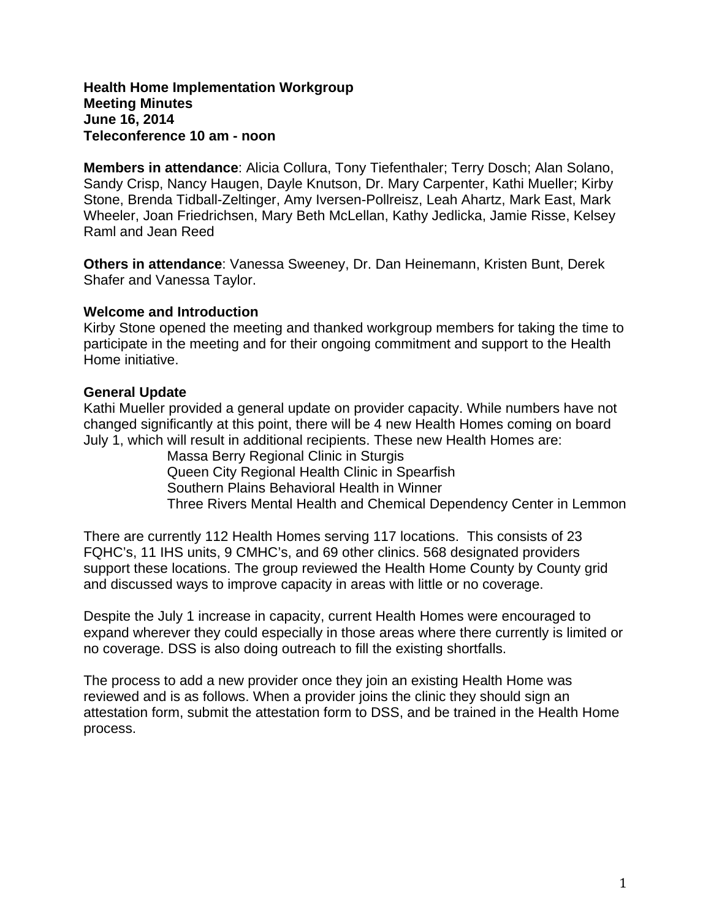**Health Home Implementation Workgroup**
**Meeting Minutes**
**June 16, 2014**
**Teleconference 10 am - noon**

**Members in attendance**: Alicia Collura, Tony Tiefenthaler; Terry Dosch; Alan Solano, Sandy Crisp, Nancy Haugen, Dayle Knutson, Dr. Mary Carpenter, Kathi Mueller; Kirby Stone, Brenda Tidball-Zeltinger, Amy Iversen-Pollreisz, Leah Ahartz, Mark East, Mark Wheeler, Joan Friedrichsen, Mary Beth McLellan, Kathy Jedlicka, Jamie Risse, Kelsey Raml and Jean Reed

**Others in attendance**: Vanessa Sweeney, Dr. Dan Heinemann, Kristen Bunt, Derek Shafer and Vanessa Taylor.

**Welcome and Introduction**
Kirby Stone opened the meeting and thanked workgroup members for taking the time to participate in the meeting and for their ongoing commitment and support to the Health Home initiative.

**General Update**
Kathi Mueller provided a general update on provider capacity. While numbers have not changed significantly at this point, there will be 4 new Health Homes coming on board July 1, which will result in additional recipients. These new Health Homes are:

- Massa Berry Regional Clinic in Sturgis
- Queen City Regional Health Clinic in Spearfish
- Southern Plains Behavioral Health in Winner
- Three Rivers Mental Health and Chemical Dependency Center in Lemmon

There are currently 112 Health Homes serving 117 locations. This consists of 23 FQHC's, 11 IHS units, 9 CMHC's, and 69 other clinics. 568 designated providers support these locations. The group reviewed the Health Home County by County grid and discussed ways to improve capacity in areas with little or no coverage.

Despite the July 1 increase in capacity, current Health Homes were encouraged to expand wherever they could especially in those areas where there currently is limited or no coverage. DSS is also doing outreach to fill the existing shortfalls.

The process to add a new provider once they join an existing Health Home was reviewed and is as follows. When a provider joins the clinic they should sign an attestation form, submit the attestation form to DSS, and be trained in the Health Home process.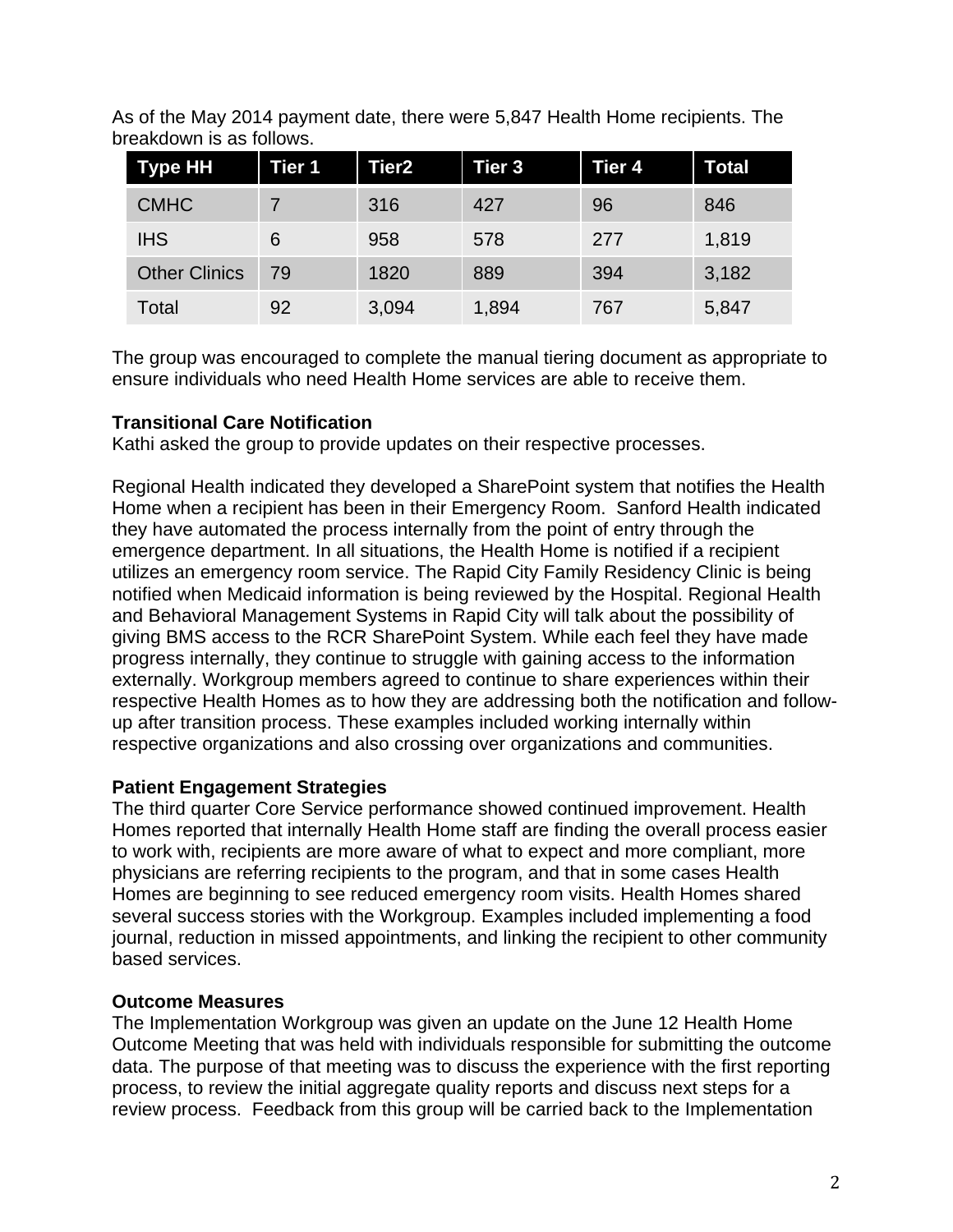As of the May 2014 payment date, there were 5,847 Health Home recipients. The breakdown is as follows.

| Type HH | Tier 1 | Tier2 | Tier 3 | Tier 4 | Total |
|---|---|---|---|---|---|
| CMHC | 7 | 316 | 427 | 96 | 846 |
| IHS | 6 | 958 | 578 | 277 | 1,819 |
| Other Clinics | 79 | 1820 | 889 | 394 | 3,182 |
| Total | 92 | 3,094 | 1,894 | 767 | 5,847 |

The group was encouraged to complete the manual tiering document as appropriate to ensure individuals who need Health Home services are able to receive them.

**Transitional Care Notification**

Kathi asked the group to provide updates on their respective processes.

Regional Health indicated they developed a SharePoint system that notifies the Health Home when a recipient has been in their Emergency Room. Sanford Health indicated they have automated the process internally from the point of entry through the emergence department. In all situations, the Health Home is notified if a recipient utilizes an emergency room service. The Rapid City Family Residency Clinic is being notified when Medicaid information is being reviewed by the Hospital. Regional Health and Behavioral Management Systems in Rapid City will talk about the possibility of giving BMS access to the RCR SharePoint System. While each feel they have made progress internally, they continue to struggle with gaining access to the information externally. Workgroup members agreed to continue to share experiences within their respective Health Homes as to how they are addressing both the notification and follow-up after transition process. These examples included working internally within respective organizations and also crossing over organizations and communities.

**Patient Engagement Strategies**

The third quarter Core Service performance showed continued improvement. Health Homes reported that internally Health Home staff are finding the overall process easier to work with, recipients are more aware of what to expect and more compliant, more physicians are referring recipients to the program, and that in some cases Health Homes are beginning to see reduced emergency room visits. Health Homes shared several success stories with the Workgroup. Examples included implementing a food journal, reduction in missed appointments, and linking the recipient to other community based services.

**Outcome Measures**

The Implementation Workgroup was given an update on the June 12 Health Home Outcome Meeting that was held with individuals responsible for submitting the outcome data. The purpose of that meeting was to discuss the experience with the first reporting process, to review the initial aggregate quality reports and discuss next steps for a review process. Feedback from this group will be carried back to the Implementation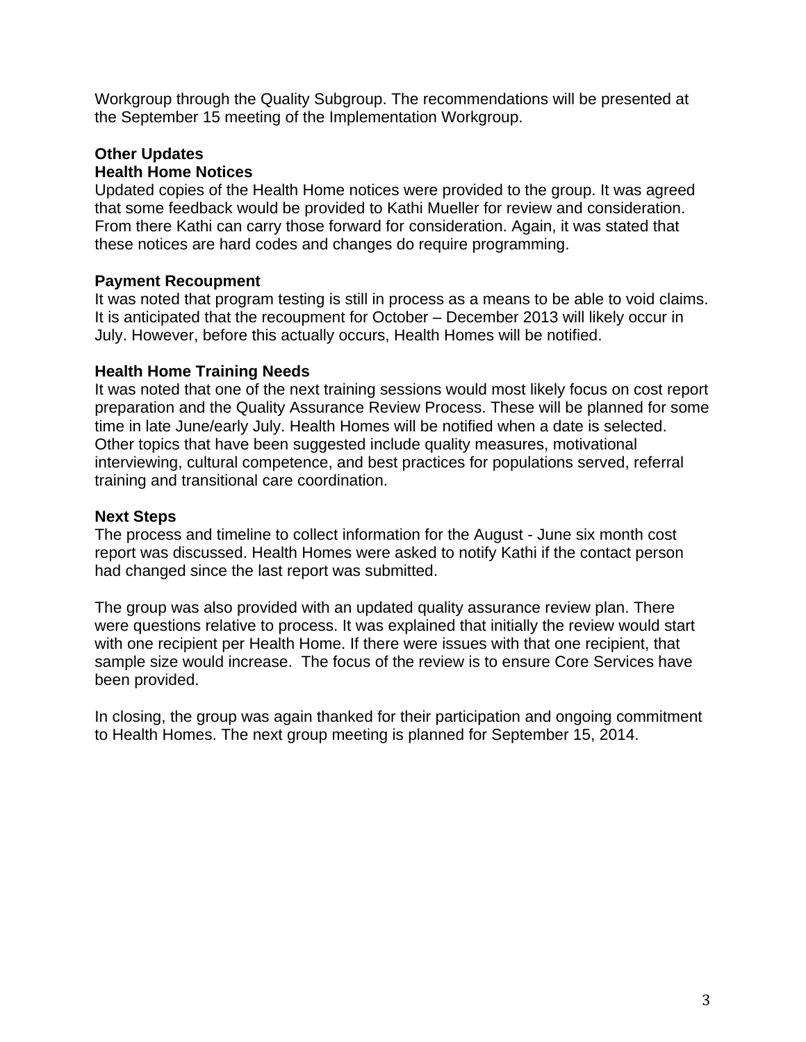Workgroup through the Quality Subgroup. The recommendations will be presented at the September 15 meeting of the Implementation Workgroup.

**Other Updates**
**Health Home Notices**

Updated copies of the Health Home notices were provided to the group. It was agreed that some feedback would be provided to Kathi Mueller for review and consideration. From there Kathi can carry those forward for consideration. Again, it was stated that these notices are hard codes and changes do require programming.

**Payment Recoupment**

It was noted that program testing is still in process as a means to be able to void claims. It is anticipated that the recoupment for October – December 2013 will likely occur in July. However, before this actually occurs, Health Homes will be notified.

**Health Home Training Needs**

It was noted that one of the next training sessions would most likely focus on cost report preparation and the Quality Assurance Review Process. These will be planned for some time in late June/early July. Health Homes will be notified when a date is selected. Other topics that have been suggested include quality measures, motivational interviewing, cultural competence, and best practices for populations served, referral training and transitional care coordination.

**Next Steps**

The process and timeline to collect information for the August - June six month cost report was discussed. Health Homes were asked to notify Kathi if the contact person had changed since the last report was submitted.

The group was also provided with an updated quality assurance review plan. There were questions relative to process. It was explained that initially the review would start with one recipient per Health Home. If there were issues with that one recipient, that sample size would increase. The focus of the review is to ensure Core Services have been provided.

In closing, the group was again thanked for their participation and ongoing commitment to Health Homes. The next group meeting is planned for September 15, 2014.